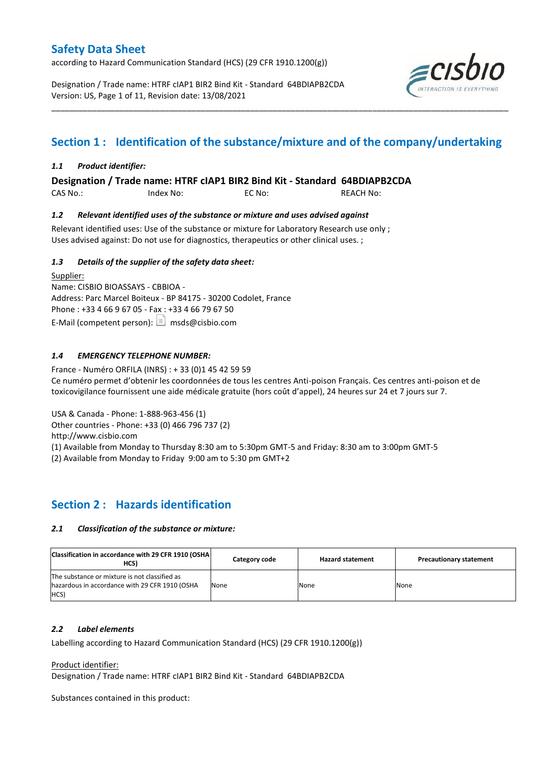# Safety Data Sheet

according to Hazard Communication Standard (HCS) (29 CFR 1910.1200(g))

Designation / Trade name: HTRF cIAP1 BIR2 Bind Kit - Standard 64BDIAPB2CDA
Version: US, Page 1 of 11, Revision date: 13/08/2021

## Section 1 : Identification of the substance/mixture and of the company/undertaking

### *1.1 Product identifier:*

**Designation / Trade name: HTRF cIAP1 BIR2 Bind Kit - Standard 64BDIAPB2CDA**

CAS No.: Index No: EC No: REACH No:

### *1.2 Relevant identified uses of the substance or mixture and uses advised against*

Relevant identified uses: Use of the substance or mixture for Laboratory Research use only ;
Uses advised against: Do not use for diagnostics, therapeutics or other clinical uses. ;

### *1.3 Details of the supplier of the safety data sheet:*

Supplier:
Name: CISBIO BIOASSAYS - CBBIOA -
Address: Parc Marcel Boiteux - BP 84175 - 30200 Codolet, France
Phone : +33 4 66 9 67 05 - Fax : +33 4 66 79 67 50
E-Mail (competent person): msds@cisbio.com

### *1.4 EMERGENCY TELEPHONE NUMBER:*

France - Numéro ORFILA (INRS) : + 33 (0)1 45 42 59 59
Ce numéro permet d'obtenir les coordonnées de tous les centres Anti-poison Français. Ces centres anti-poison et de toxicovigilance fournissent une aide médicale gratuite (hors coût d'appel), 24 heures sur 24 et 7 jours sur 7.

USA & Canada - Phone: 1-888-963-456 (1)
Other countries - Phone: +33 (0) 466 796 737 (2)
http://www.cisbio.com
(1) Available from Monday to Thursday 8:30 am to 5:30pm GMT-5 and Friday: 8:30 am to 3:00pm GMT-5
(2) Available from Monday to Friday 9:00 am to 5:30 pm GMT+2

## Section 2 : Hazards identification

### *2.1 Classification of the substance or mixture:*

| Classification in accordance with 29 CFR 1910 (OSHA HCS) | Category code | Hazard statement | Precautionary statement |
|---|---|---|---|
| The substance or mixture is not classified as hazardous in accordance with 29 CFR 1910 (OSHA HCS) | None | None | None |

### *2.2 Label elements*

Labelling according to Hazard Communication Standard (HCS) (29 CFR 1910.1200(g))

Product identifier:
Designation / Trade name: HTRF cIAP1 BIR2 Bind Kit - Standard 64BDIAPB2CDA

Substances contained in this product: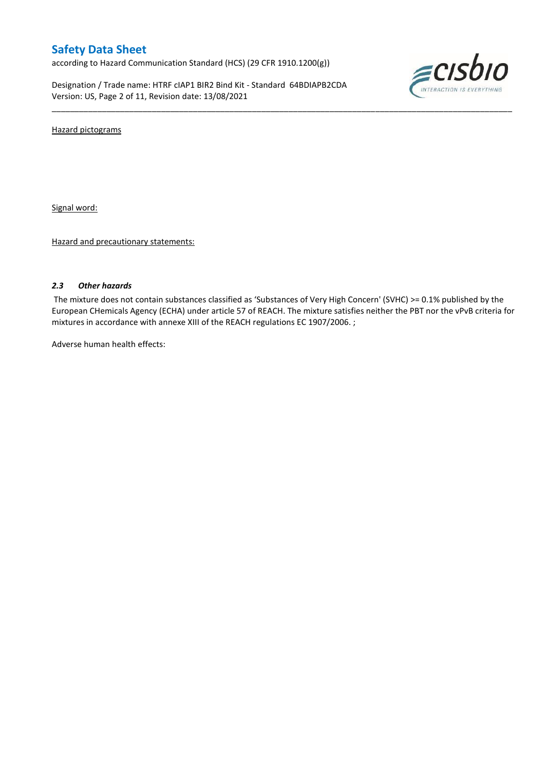Hazard pictograms

Signal word:

Hazard and precautionary statements:

### *2.3 Other hazards*

The mixture does not contain substances classified as 'Substances of Very High Concern' (SVHC) >= 0.1% published by the European CHemicals Agency (ECHA) under article 57 of REACH. The mixture satisfies neither the PBT nor the vPvB criteria for mixtures in accordance with annexe XIII of the REACH regulations EC 1907/2006. ;

Adverse human health effects: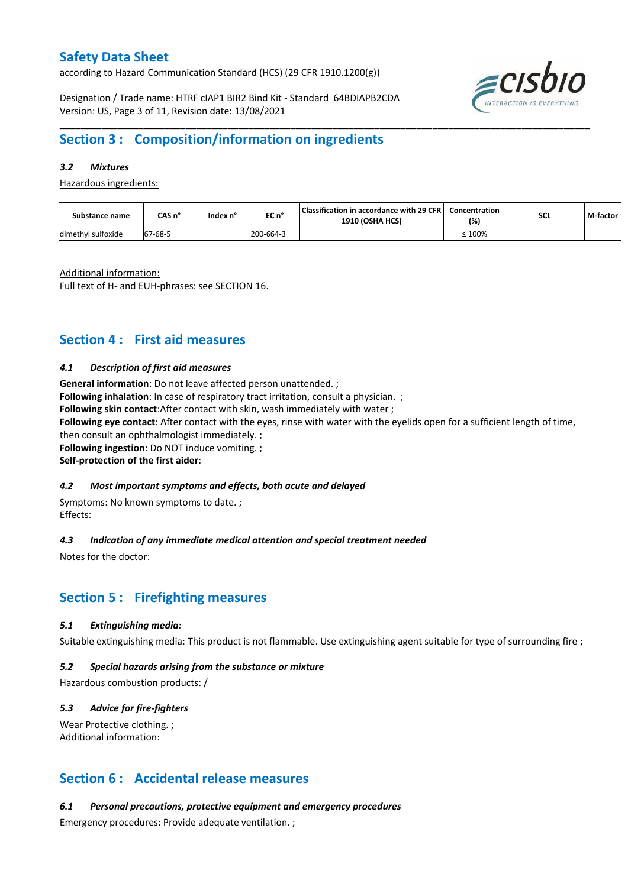## Section 3 : Composition/information on ingredients

### *3.2 Mixtures*

Hazardous ingredients:

| Substance name | CAS n° | Index n° | EC n° | Classification in accordance with 29 CFR 1910 (OSHA HCS) | Concentration (%) | SCL | M-factor |
|---|---|---|---|---|---|---|---|
| dimethyl sulfoxide | 67-68-5 | | 200-664-3 | | ≤ 100% | | |

Additional information:
Full text of H- and EUH-phrases: see SECTION 16.

## Section 4 : First aid measures

### *4.1 Description of first aid measures*

**General information**: Do not leave affected person unattended. ;
**Following inhalation**: In case of respiratory tract irritation, consult a physician. ;
**Following skin contact**:After contact with skin, wash immediately with water ;
**Following eye contact**: After contact with the eyes, rinse with water with the eyelids open for a sufficient length of time, then consult an ophthalmologist immediately. ;
**Following ingestion**: Do NOT induce vomiting. ;
**Self-protection of the first aider**:

### *4.2 Most important symptoms and effects, both acute and delayed*

Symptoms: No known symptoms to date. ;
Effects:

### *4.3 Indication of any immediate medical attention and special treatment needed*

Notes for the doctor:

## Section 5 : Firefighting measures

### *5.1 Extinguishing media:*

Suitable extinguishing media: This product is not flammable. Use extinguishing agent suitable for type of surrounding fire ;

### *5.2 Special hazards arising from the substance or mixture*

Hazardous combustion products: /

### *5.3 Advice for fire-fighters*

Wear Protective clothing. ;
Additional information:

## Section 6 : Accidental release measures

### *6.1 Personal precautions, protective equipment and emergency procedures*

Emergency procedures: Provide adequate ventilation. ;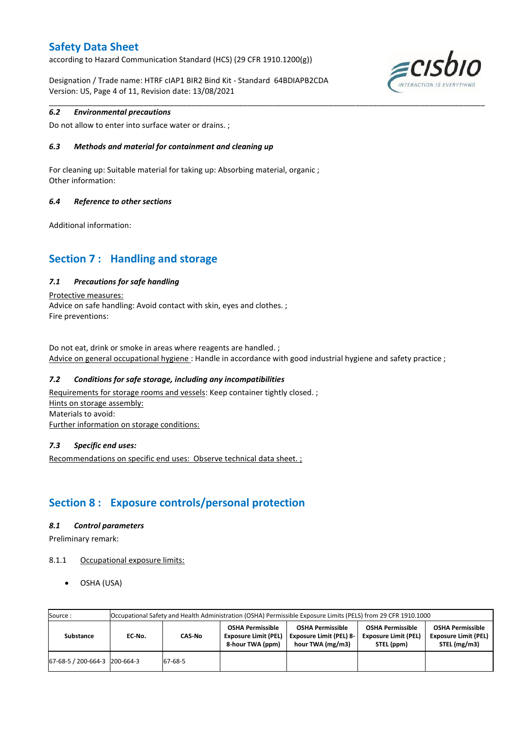### *6.2 Environmental precautions*

Do not allow to enter into surface water or drains. ;

### *6.3 Methods and material for containment and cleaning up*

For cleaning up: Suitable material for taking up: Absorbing material, organic ;
Other information:

### *6.4 Reference to other sections*

Additional information:

## Section 7 : Handling and storage

### *7.1 Precautions for safe handling*

Protective measures:
Advice on safe handling: Avoid contact with skin, eyes and clothes. ;
Fire preventions:

Do not eat, drink or smoke in areas where reagents are handled. ;
Advice on general occupational hygiene : Handle in accordance with good industrial hygiene and safety practice ;

### *7.2 Conditions for safe storage, including any incompatibilities*

Requirements for storage rooms and vessels: Keep container tightly closed. ;
Hints on storage assembly:
Materials to avoid:
Further information on storage conditions:

### *7.3 Specific end uses:*

Recommendations on specific end uses: Observe technical data sheet. ;

## Section 8 : Exposure controls/personal protection

### *8.1 Control parameters*

Preliminary remark:

8.1.1 Occupational exposure limits:

- OSHA (USA)

| Source : | Occupational Safety and Health Administration (OSHA) Permissible Exposure Limits (PELS) from 29 CFR 1910.1000 | | | | | |
|---|---|---|---|---|---|---|
| **Substance** | **EC-No.** | **CAS-No** | **OSHA Permissible Exposure Limit (PEL) 8-hour TWA (ppm)** | **OSHA Permissible Exposure Limit (PEL) 8-hour TWA (mg/m3)** | **OSHA Permissible Exposure Limit (PEL) STEL (ppm)** | **OSHA Permissible Exposure Limit (PEL) STEL (mg/m3)** |
| 67-68-5 / 200-664-3 | 200-664-3 | 67-68-5 | | | | |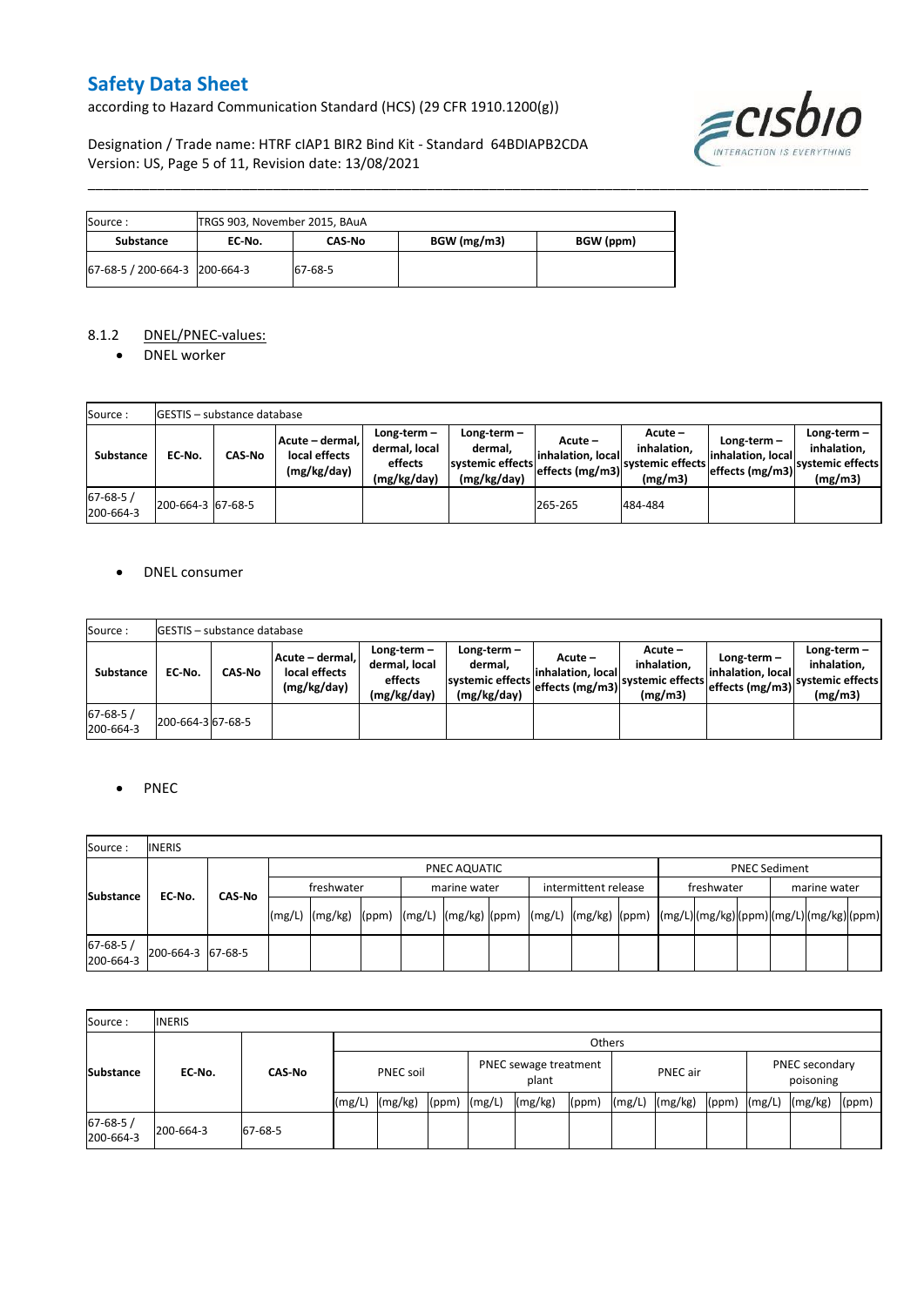| Source : | TRGS 903, November 2015, BAuA | | | |
|---|---|---|---|---|
| **Substance** | **EC-No.** | **CAS-No** | **BGW (mg/m3)** | **BGW (ppm)** |
| 67-68-5 / 200-664-3 | 200-664-3 | 67-68-5 | | |

8.1.2 DNEL/PNEC-values:

- DNEL worker

| Source : | GESTIS – substance database | | | | | | | | | |
|---|---|---|---|---|---|---|---|---|---|---|
| **Substance** | **EC-No.** | **CAS-No** | **Acute – dermal, local effects (mg/kg/day)** | **Long-term – dermal, local effects (mg/kg/day)** | **Long-term – dermal, systemic effects (mg/kg/day)** | **Acute – inhalation, local effects (mg/m3)** | **Acute – inhalation, systemic effects (mg/m3)** | **Long-term – inhalation, local effects (mg/m3)** | **Long-term – inhalation, systemic effects (mg/m3)** |
| 67-68-5 / 200-664-3 | 200-664-3 | 67-68-5 | | | | 265-265 | 484-484 | | |

- DNEL consumer

| Source : | GESTIS – substance database | | | | | | | | | |
|---|---|---|---|---|---|---|---|---|---|---|
| **Substance** | **EC-No.** | **CAS-No** | **Acute – dermal, local effects (mg/kg/day)** | **Long-term – dermal, local effects (mg/kg/day)** | **Long-term – dermal, systemic effects (mg/kg/day)** | **Acute – inhalation, local effects (mg/m3)** | **Acute – inhalation, systemic effects (mg/m3)** | **Long-term – inhalation, local effects (mg/m3)** | **Long-term – inhalation, systemic effects (mg/m3)** |
| 67-68-5 / 200-664-3 | 200-664-3 | 67-68-5 | | | | | | | |

- PNEC

| Source : | INERIS | | | | | | | | | | | | | | | | | | |
|---|---|---|---|---|---|---|---|---|---|---|---|---|---|---|---|---|---|---|---|
| **Substance** | **EC-No.** | **CAS-No** | PNEC AQUATIC | | | | | | | | | PNEC Sediment | | | | | |
| | | | freshwater | | | marine water | | | intermittent release | | | freshwater | | | marine water | | |
| | | | (mg/L) | (mg/kg) | (ppm) | (mg/L) | (mg/kg) | (ppm) | (mg/L) | (mg/kg) | (ppm) | (mg/L) | (mg/kg) | (ppm) | (mg/L) | (mg/kg) | (ppm) |
| 67-68-5 / 200-664-3 | 200-664-3 | 67-68-5 | | | | | | | | | | | | | | | |

| Source : | INERIS | | | | | | | | | | | | | | |
|---|---|---|---|---|---|---|---|---|---|---|---|---|---|---|---|
| **Substance** | **EC-No.** | **CAS-No** | Others | | | | | | | | | | | | |
| | | | PNEC soil | | | PNEC sewage treatment plant | | | PNEC air | | | PNEC secondary poisoning | | |
| | | | (mg/L) | (mg/kg) | (ppm) | (mg/L) | (mg/kg) | (ppm) | (mg/L) | (mg/kg) | (ppm) | (mg/L) | (mg/kg) | (ppm) |
| 67-68-5 / 200-664-3 | 200-664-3 | 67-68-5 | | | | | | | | | | | | |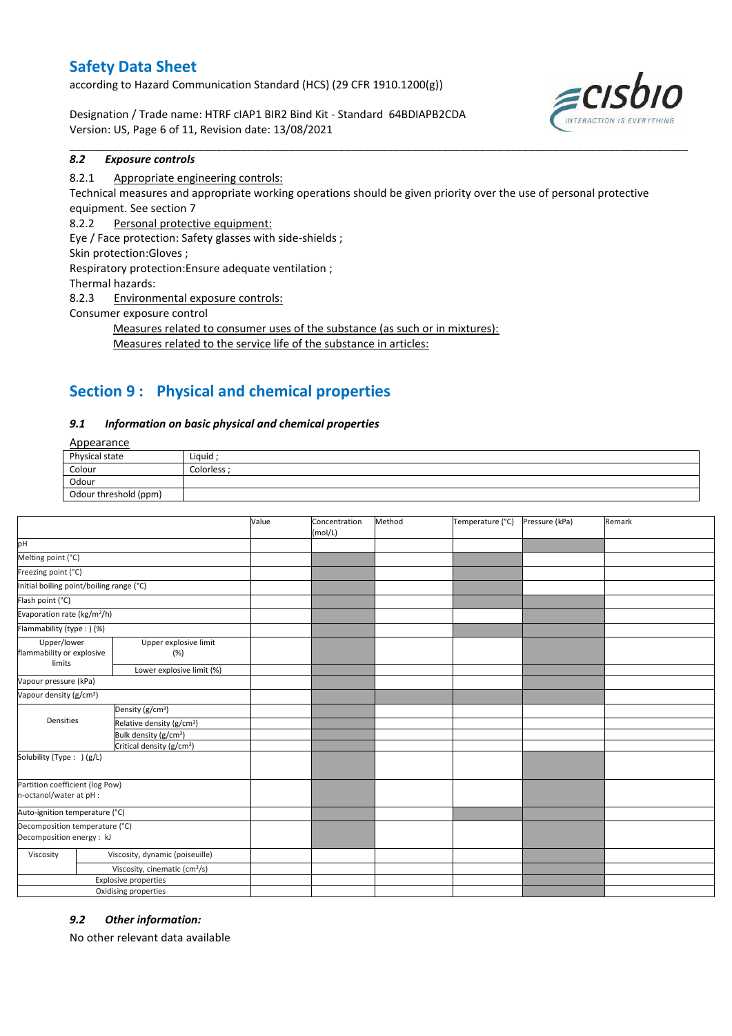### 8.2 Exposure controls

8.2.1 Appropriate engineering controls:

Technical measures and appropriate working operations should be given priority over the use of personal protective equipment. See section 7

8.2.2 Personal protective equipment:

Eye / Face protection: Safety glasses with side-shields ;

Skin protection:Gloves ;

Respiratory protection:Ensure adequate ventilation ;

Thermal hazards:

8.2.3 Environmental exposure controls:

Consumer exposure control

Measures related to consumer uses of the substance (as such or in mixtures):

Measures related to the service life of the substance in articles:

## Section 9 : Physical and chemical properties

### 9.1 Information on basic physical and chemical properties

Appearance

| Physical state | Liquid ; |
|---|---|
| Colour | Colorless ; |
| Odour | |
| Odour threshold (ppm) | |

| | | Value | Concentration (mol/L) | Method | Temperature (°C) | Pressure (kPa) | Remark |
|---|---|---|---|---|---|---|---|
| pH | | | | | | | |
| Melting point (°C) | | | | | | | |
| Freezing point (°C) | | | | | | | |
| Initial boiling point/boiling range (°C) | | | | | | | |
| Flash point (°C) | | | | | | | |
| Evaporation rate (kg/m²/h) | | | | | | | |
| Flammability (type : ) (%) | | | | | | | |
| Upper/lower flammability or explosive limits | Upper explosive limit (%) | | | | | | |
| | Lower explosive limit (%) | | | | | | |
| Vapour pressure (kPa) | | | | | | | |
| Vapour density (g/cm³) | | | | | | | |
| Densities | Density (g/cm³) | | | | | | |
| | Relative density (g/cm³) | | | | | | |
| | Bulk density (g/cm³) | | | | | | |
| | Critical density (g/cm³) | | | | | | |
| Solubility (Type : ) (g/L) | | | | | | | |
| Partition coefficient (log Pow) n-octanol/water at pH : | | | | | | | |
| Auto-ignition temperature (°C) | | | | | | | |
| Decomposition temperature (°C) Decomposition energy : kJ | | | | | | | |
| Viscosity | Viscosity, dynamic (poiseuille) | | | | | | |
| | Viscosity, cinematic (cm³/s) | | | | | | |
| Explosive properties | | | | | | | |
| Oxidising properties | | | | | | | |

### 9.2 Other information:

No other relevant data available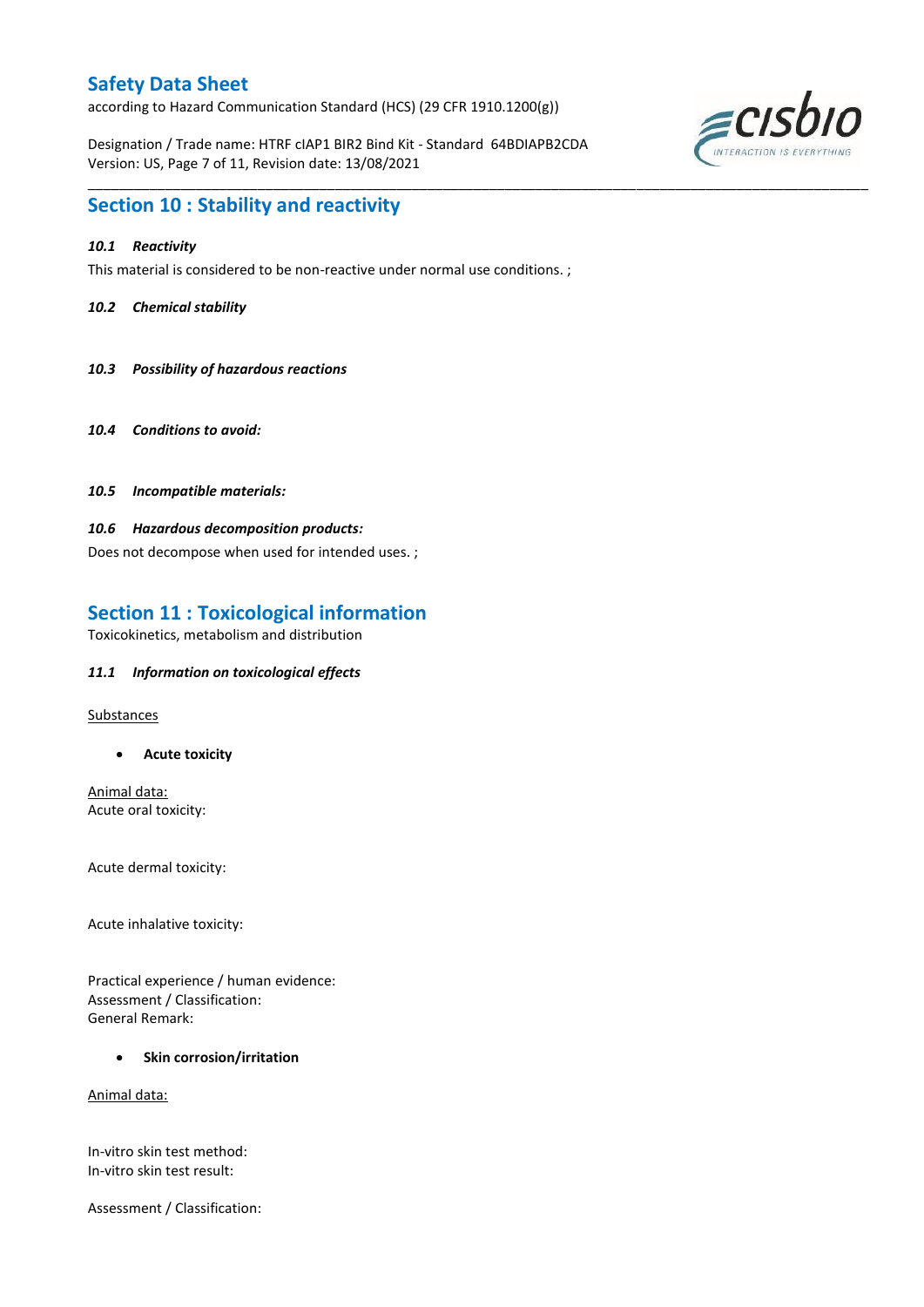## Section 10 : Stability and reactivity

### *10.1 Reactivity*

This material is considered to be non-reactive under normal use conditions. ;

### *10.2 Chemical stability*

### *10.3 Possibility of hazardous reactions*

### *10.4 Conditions to avoid:*

### *10.5 Incompatible materials:*

### *10.6 Hazardous decomposition products:*

Does not decompose when used for intended uses. ;

## Section 11 : Toxicological information

Toxicokinetics, metabolism and distribution

### *11.1 Information on toxicological effects*

Substances

- **Acute toxicity**

Animal data:
Acute oral toxicity:

Acute dermal toxicity:

Acute inhalative toxicity:

Practical experience / human evidence:
Assessment / Classification:
General Remark:

- **Skin corrosion/irritation**

Animal data:

In-vitro skin test method:
In-vitro skin test result:

Assessment / Classification: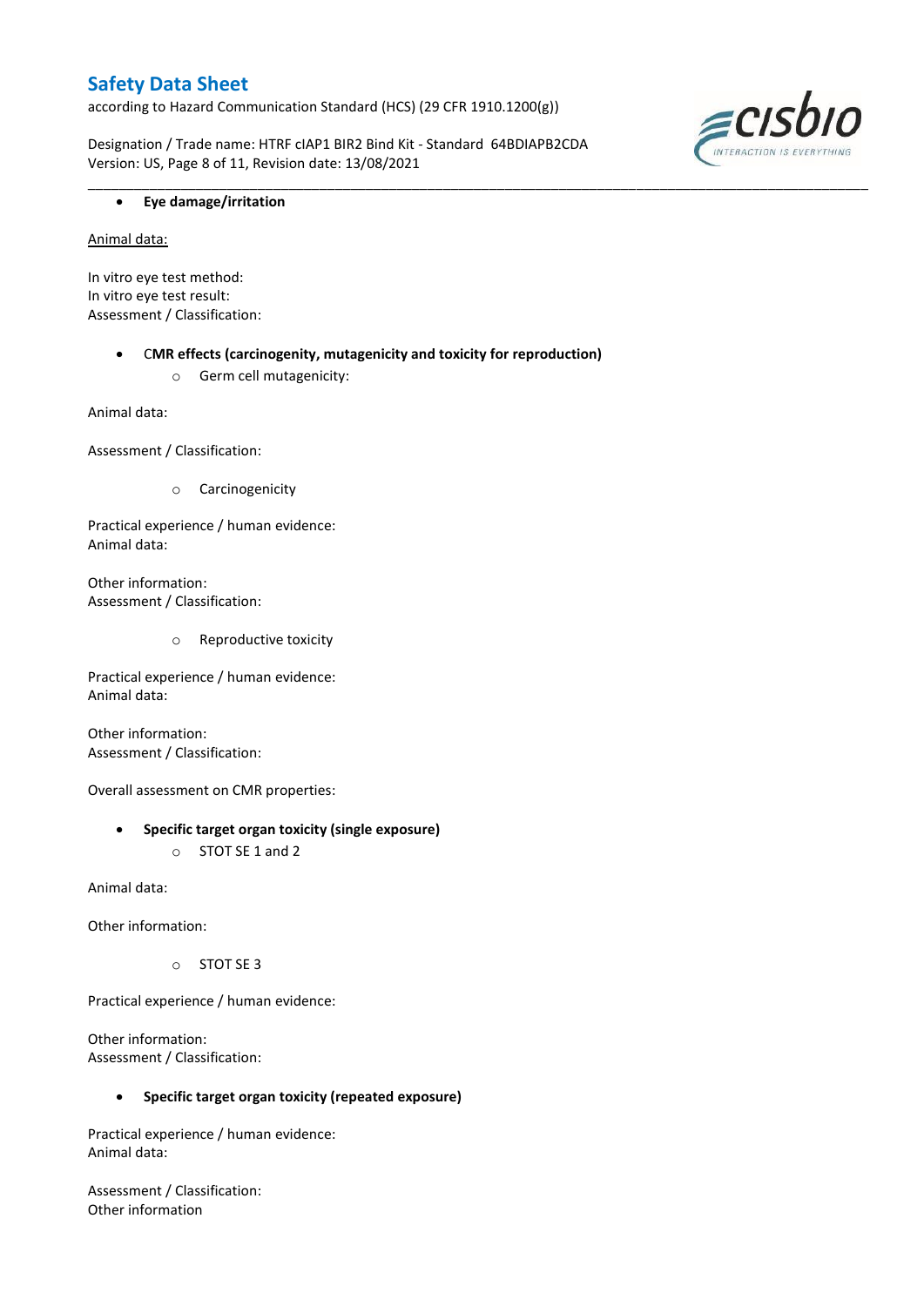- **Eye damage/irritation**

Animal data:

In vitro eye test method:
In vitro eye test result:
Assessment / Classification:

- **CMR effects (carcinogenity, mutagenicity and toxicity for reproduction)**
  - Germ cell mutagenicity:

Animal data:

Assessment / Classification:

  - Carcinogenicity

Practical experience / human evidence:
Animal data:

Other information:
Assessment / Classification:

  - Reproductive toxicity

Practical experience / human evidence:
Animal data:

Other information:
Assessment / Classification:

Overall assessment on CMR properties:

- **Specific target organ toxicity (single exposure)**
  - STOT SE 1 and 2

Animal data:

Other information:

  - STOT SE 3

Practical experience / human evidence:

Other information:
Assessment / Classification:

- **Specific target organ toxicity (repeated exposure)**

Practical experience / human evidence:
Animal data:

Assessment / Classification:
Other information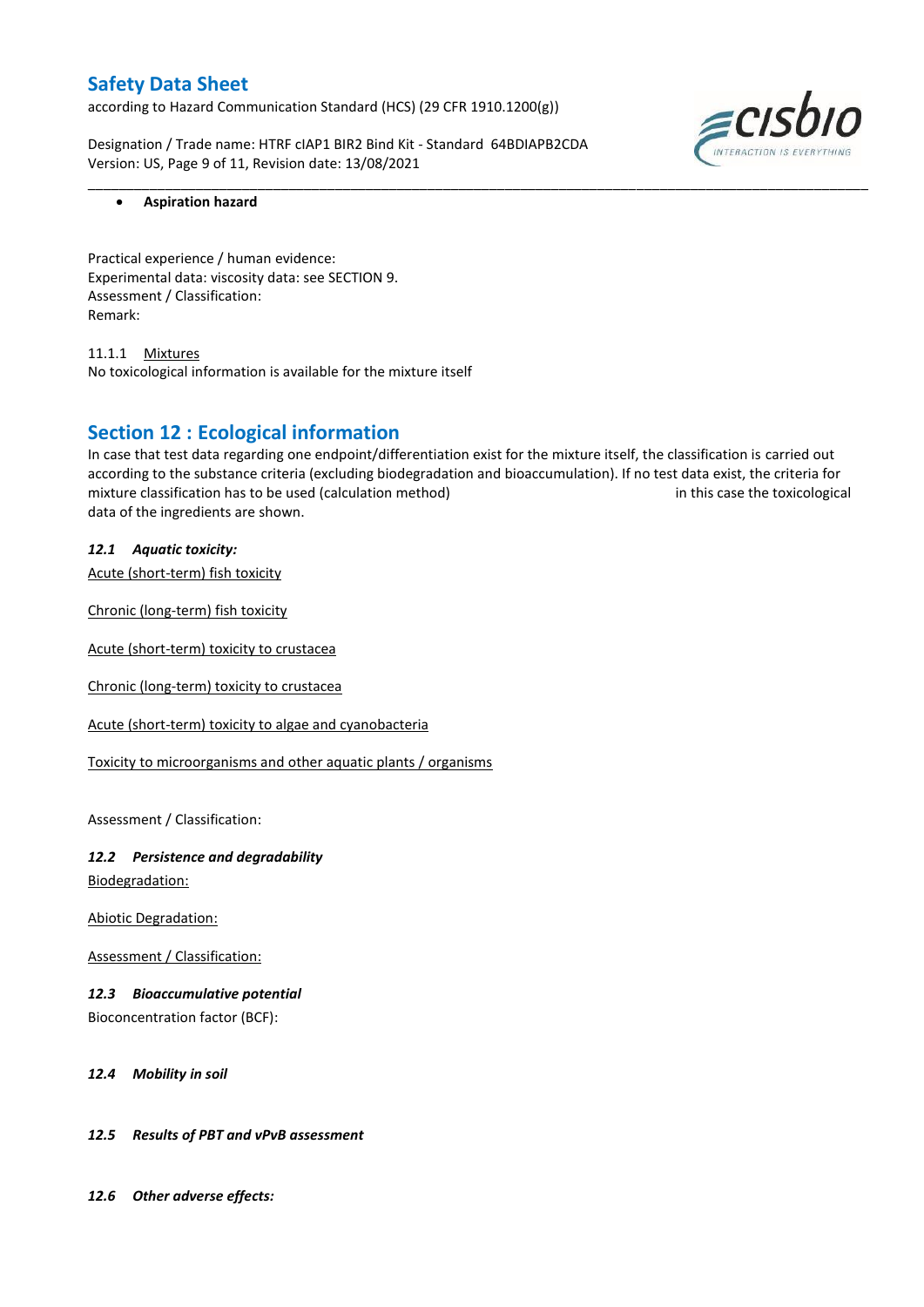- **Aspiration hazard**

Practical experience / human evidence:
Experimental data: viscosity data: see SECTION 9.
Assessment / Classification:
Remark:

11.1.1 Mixtures
No toxicological information is available for the mixture itself

## Section 12 : Ecological information

In case that test data regarding one endpoint/differentiation exist for the mixture itself, the classification is carried out according to the substance criteria (excluding biodegradation and bioaccumulation). If no test data exist, the criteria for mixture classification has to be used (calculation method) in this case the toxicological data of the ingredients are shown.

### *12.1 Aquatic toxicity:*

Acute (short-term) fish toxicity

Chronic (long-term) fish toxicity

Acute (short-term) toxicity to crustacea

Chronic (long-term) toxicity to crustacea

Acute (short-term) toxicity to algae and cyanobacteria

Toxicity to microorganisms and other aquatic plants / organisms

Assessment / Classification:

### *12.2 Persistence and degradability*

Biodegradation:

Abiotic Degradation:

Assessment / Classification:

### *12.3 Bioaccumulative potential*

Bioconcentration factor (BCF):

### *12.4 Mobility in soil*

### *12.5 Results of PBT and vPvB assessment*

### *12.6 Other adverse effects:*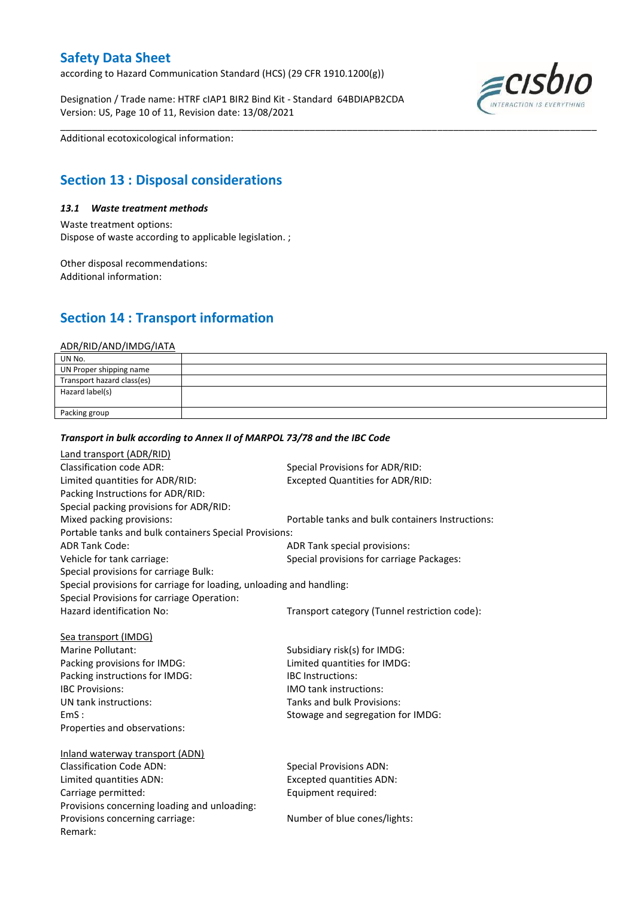Additional ecotoxicological information:

## Section 13 : Disposal considerations

### *13.1 Waste treatment methods*

Waste treatment options:
Dispose of waste according to applicable legislation. ;

Other disposal recommendations:
Additional information:

## Section 14 : Transport information

ADR/RID/AND/IMDG/IATA

| UN No. | |
|---|---|
| UN Proper shipping name | |
| Transport hazard class(es) | |
| Hazard label(s) | |
| Packing group | |

***Transport in bulk according to Annex II of MARPOL 73/78 and the IBC Code***

Land transport (ADR/RID)

Classification code ADR:
Special Provisions for ADR/RID:
Limited quantities for ADR/RID:
Excepted Quantities for ADR/RID:
Packing Instructions for ADR/RID:
Special packing provisions for ADR/RID:
Mixed packing provisions:
Portable tanks and bulk containers Instructions:
Portable tanks and bulk containers Special Provisions:
ADR Tank Code:
ADR Tank special provisions:
Vehicle for tank carriage:
Special provisions for carriage Packages:
Special provisions for carriage Bulk:
Special provisions for carriage for loading, unloading and handling:
Special Provisions for carriage Operation:
Hazard identification No:
Transport category (Tunnel restriction code):

Sea transport (IMDG)

Marine Pollutant:
Subsidiary risk(s) for IMDG:
Packing provisions for IMDG:
Limited quantities for IMDG:
Packing instructions for IMDG:
IBC Instructions:
IBC Provisions:
IMO tank instructions:
UN tank instructions:
Tanks and bulk Provisions:
EmS :
Stowage and segregation for IMDG:
Properties and observations:

Inland waterway transport (ADN)

Classification Code ADN:
Special Provisions ADN:
Limited quantities ADN:
Excepted quantities ADN:
Carriage permitted:
Equipment required:
Provisions concerning loading and unloading:
Provisions concerning carriage:
Number of blue cones/lights:
Remark: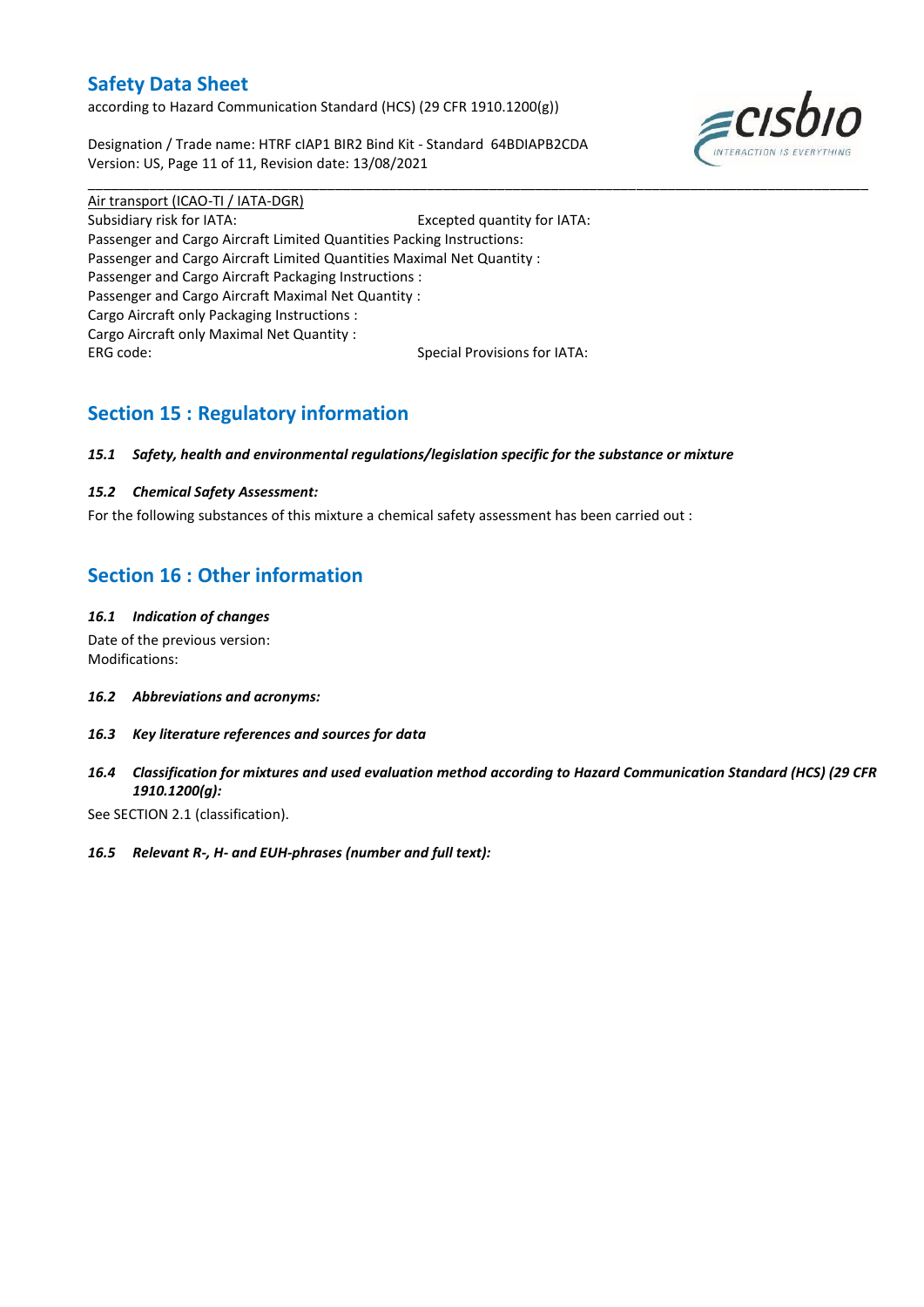Air transport (ICAO-TI / IATA-DGR)

Subsidiary risk for IATA: Excepted quantity for IATA:

Passenger and Cargo Aircraft Limited Quantities Packing Instructions:

Passenger and Cargo Aircraft Limited Quantities Maximal Net Quantity :

Passenger and Cargo Aircraft Packaging Instructions :

Passenger and Cargo Aircraft Maximal Net Quantity :

Cargo Aircraft only Packaging Instructions :

Cargo Aircraft only Maximal Net Quantity :

ERG code: Special Provisions for IATA:

## Section 15 : Regulatory information

### *15.1 Safety, health and environmental regulations/legislation specific for the substance or mixture*

### *15.2 Chemical Safety Assessment:*

For the following substances of this mixture a chemical safety assessment has been carried out :

## Section 16 : Other information

### *16.1 Indication of changes*

Date of the previous version:
Modifications:

### *16.2 Abbreviations and acronyms:*

### *16.3 Key literature references and sources for data*

### *16.4 Classification for mixtures and used evaluation method according to Hazard Communication Standard (HCS) (29 CFR 1910.1200(g):*

See SECTION 2.1 (classification).

### *16.5 Relevant R-, H- and EUH-phrases (number and full text):*